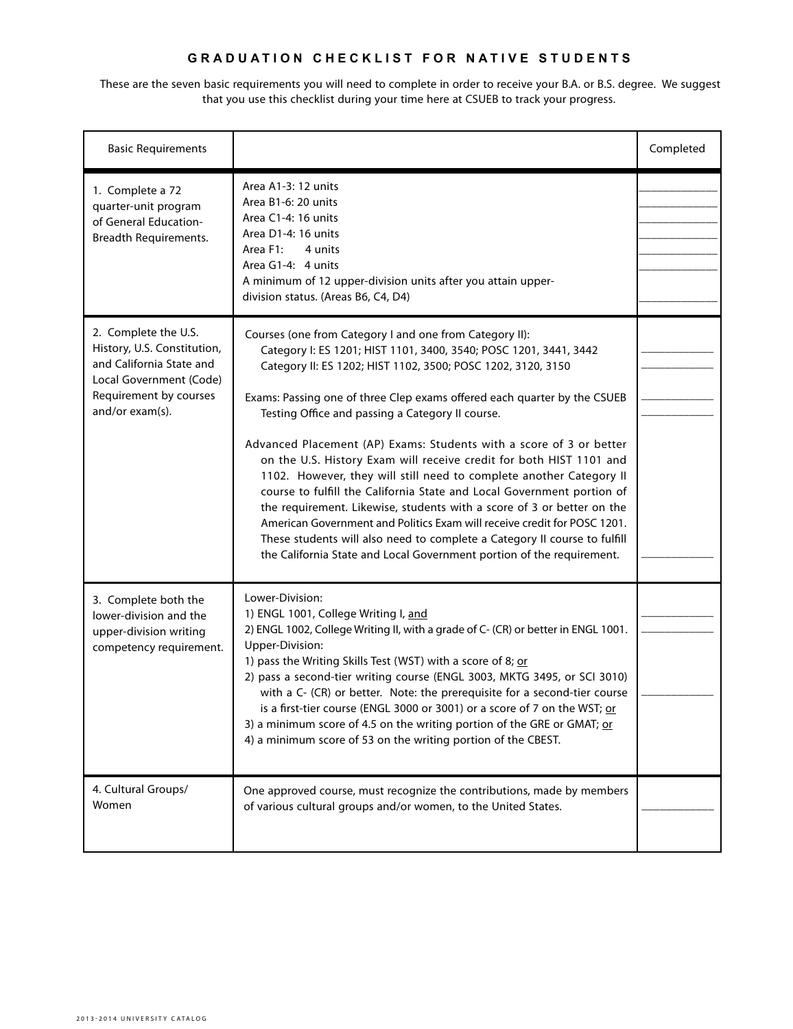# GRADUATION CHECKLIST FOR NATIVE STUDENTS

These are the seven basic requirements you will need to complete in order to receive your B.A. or B.S. degree. We suggest that you use this checklist during your time here at CSUEB to track your progress.

| Basic Requirements | | Completed |
|---|---|---|
| 1. Complete a 72 quarter-unit program of General Education-Breadth Requirements. | Area A1-3: 12 units<br>Area B1-6: 20 units<br>Area C1-4: 16 units<br>Area D1-4: 16 units<br>Area F1: 4 units<br>Area G1-4: 4 units<br>A minimum of 12 upper-division units after you attain upper-division status. (Areas B6, C4, D4) | ____________<br>____________<br>____________<br>____________<br>____________<br>____________<br><br>____________ |
| 2. Complete the U.S. History, U.S. Constitution, and California State and Local Government (Code) Requirement by courses and/or exam(s). | Courses (one from Category I and one from Category II):<br>Category I: ES 1201; HIST 1101, 3400, 3540; POSC 1201, 3441, 3442<br>Category II: ES 1202; HIST 1102, 3500; POSC 1202, 3120, 3150<br><br>Exams: Passing one of three Clep exams offered each quarter by the CSUEB Testing Office and passing a Category II course.<br><br>Advanced Placement (AP) Exams: Students with a score of 3 or better on the U.S. History Exam will receive credit for both HIST 1101 and 1102. However, they will still need to complete another Category II course to fulfill the California State and Local Government portion of the requirement. Likewise, students with a score of 3 or better on the American Government and Politics Exam will receive credit for POSC 1201. These students will also need to complete a Category II course to fulfill the California State and Local Government portion of the requirement. | ____________<br>____________<br><br>____________<br>____________<br><br>____________ |
| 3. Complete both the lower-division and the upper-division writing competency requirement. | Lower-Division:<br>1) ENGL 1001, College Writing I, <u>and</u><br>2) ENGL 1002, College Writing II, with a grade of C- (CR) or better in ENGL 1001.<br>Upper-Division:<br>1) pass the Writing Skills Test (WST) with a score of 8; <u>or</u><br>2) pass a second-tier writing course (ENGL 3003, MKTG 3495, or SCI 3010) with a C- (CR) or better. Note: the prerequisite for a second-tier course is a first-tier course (ENGL 3000 or 3001) or a score of 7 on the WST; <u>or</u><br>3) a minimum score of 4.5 on the writing portion of the GRE or GMAT; <u>or</u><br>4) a minimum score of 53 on the writing portion of the CBEST. | ____________<br>____________<br><br>____________ |
| 4. Cultural Groups/ Women | One approved course, must recognize the contributions, made by members of various cultural groups and/or women, to the United States. | ____________ |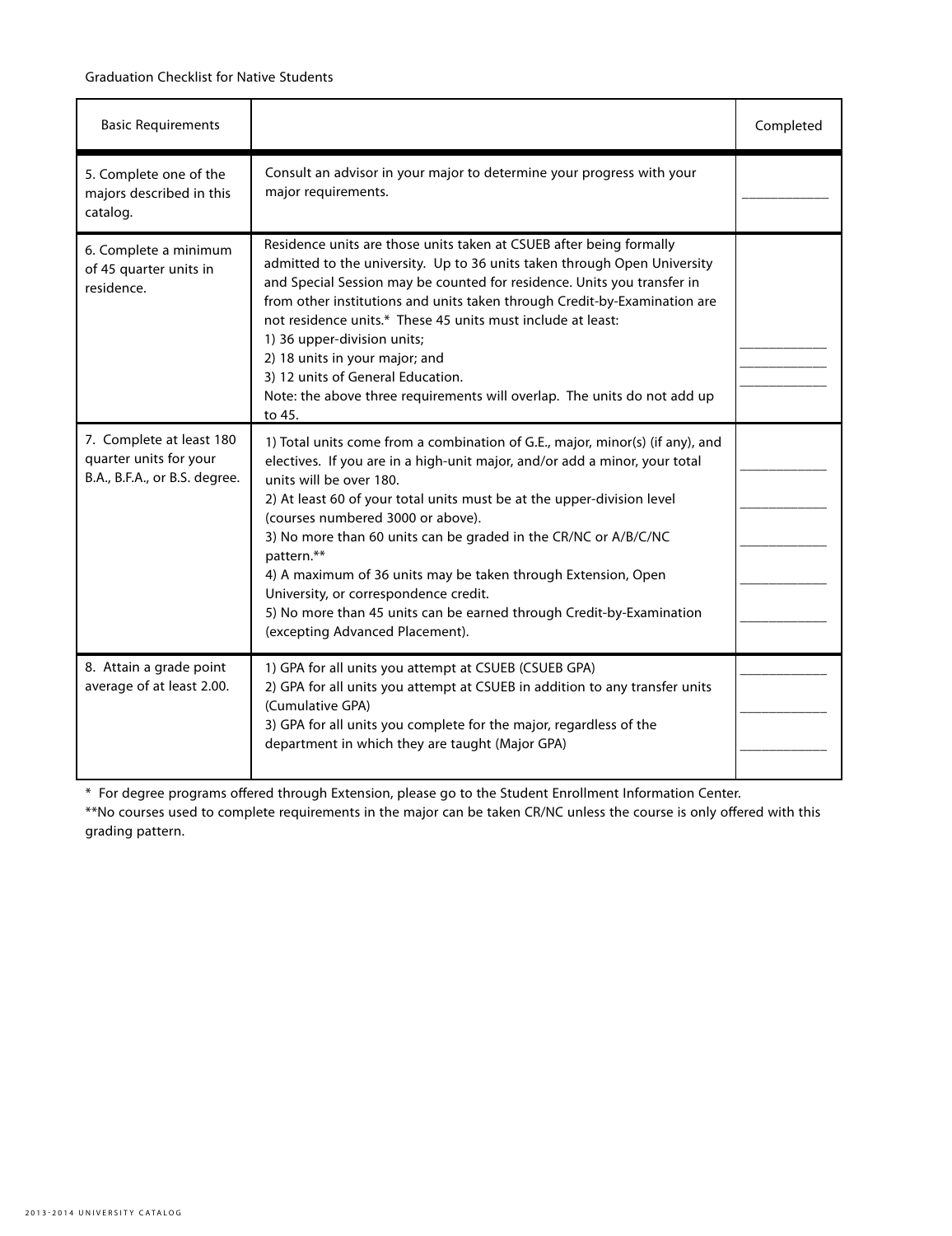Graduation Checklist for Native Students

| Basic Requirements | | Completed |
|---|---|---|
| 5. Complete one of the majors described in this catalog. | Consult an advisor in your major to determine your progress with your major requirements. | ____________ |
| 6. Complete a minimum of 45 quarter units in residence. | Residence units are those units taken at CSUEB after being formally admitted to the university. Up to 36 units taken through Open University and Special Session may be counted for residence. Units you transfer in from other institutions and units taken through Credit-by-Examination are not residence units.* These 45 units must include at least:<br>1) 36 upper-division units;<br>2) 18 units in your major; and<br>3) 12 units of General Education.<br>Note: the above three requirements will overlap. The units do not add up to 45. | ____________<br>____________<br>____________ |
| 7. Complete at least 180 quarter units for your B.A., B.F.A., or B.S. degree. | 1) Total units come from a combination of G.E., major, minor(s) (if any), and electives. If you are in a high-unit major, and/or add a minor, your total units will be over 180.<br>2) At least 60 of your total units must be at the upper-division level (courses numbered 3000 or above).<br>3) No more than 60 units can be graded in the CR/NC or A/B/C/NC pattern.**<br>4) A maximum of 36 units may be taken through Extension, Open University, or correspondence credit.<br>5) No more than 45 units can be earned through Credit-by-Examination (excepting Advanced Placement). | ____________<br>____________<br>____________<br>____________<br>____________ |
| 8. Attain a grade point average of at least 2.00. | 1) GPA for all units you attempt at CSUEB (CSUEB GPA)<br>2) GPA for all units you attempt at CSUEB in addition to any transfer units (Cumulative GPA)<br>3) GPA for all units you complete for the major, regardless of the department in which they are taught (Major GPA) | ____________<br>____________<br>____________ |

* For degree programs offered through Extension, please go to the Student Enrollment Information Center.

**No courses used to complete requirements in the major can be taken CR/NC unless the course is only offered with this grading pattern.